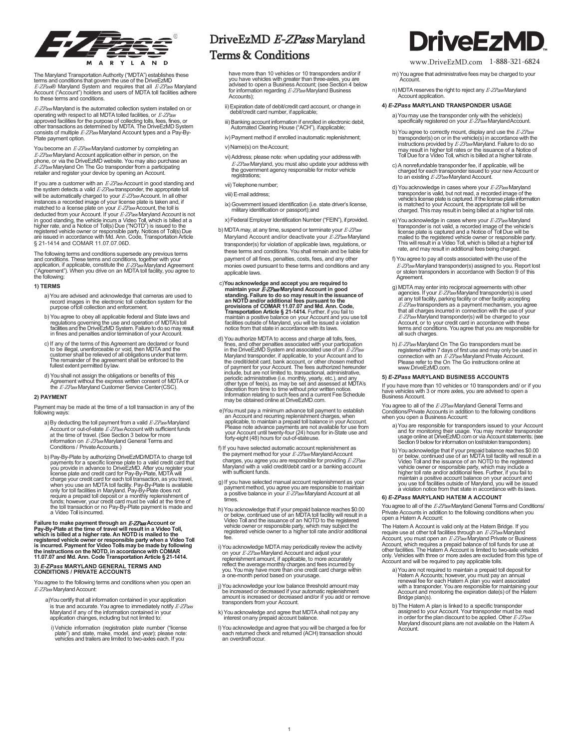# DriveEzMD *E-ZPass* Maryland Terms & Conditions

www.DriveEzMD.com 1-888-321-6824

The Maryland Transportation Authority ("MDTA") establishes these terms and conditions that govern the use of the DriveEzMD *E-ZPass*® Maryland System and requires that all *E-ZPass* Maryland Account ("Account") holders and users of MDTA toll facilities adhere to these terms and conditions.

*E-ZPass* Maryland is the automated collection system installed on or operating with respect to all MDTA tolled facilities, or *E-ZPass* approved facilities for the purpose of collecting tolls, fees, fines, or other transactions as determined by MDTA. The DriveEzMD System consists of multiple *E-ZPass* Maryland Account types and a Pay-By-Plate payment option.

You become an *E-ZPass* Maryland customer by completing an *E-ZPass* Maryland Account application either in person, on the phone, or via the DriveEzMD website. You may also purchase an *E-ZPass* Maryland On The Go transponder from a participating retailer and register your device by opening an Account.

If you are a customer with an *E-ZPass* Account in good standing and the system detects a valid *E-ZPass* transponder, the appropriate toll will be automatically charged to your *E-ZPass* Account. In all other instances a recorded image of your license plate is taken and, if matched to a license plate on your *E-ZPass* Account, the toll is deducted from your Account. If your *E-ZPass* Maryland Account is not in good standing, the vehicle incurs a Video Toll, which is billed at a higher rate, and a Notice of Toll(s) Due ("NOTD") is issued to the registered vehicle owner or responsible party. Notices of Toll(s) Due are issued in accordance with Md. Ann. Code, Transportation Article § 21-1414 and COMAR 11.07.07.06D.

The following terms and conditions supersede any previous terms and conditions. These terms and conditions, together with your application, if applicable, constitute the *E-ZPass* Maryland Agreement ("Agreement"). When you drive on an MDTA toll facility, you agree to the following:

### 1) TERMS

a) You are advised and acknowledge that cameras are used to record images in the electronic toll collection system for the purpose of toll collection and enforcement.

b) You agree to obey all applicable federal and State laws and regulations governing the use and operation of MDTA's toll facilities and the DriveEzMD System. Failure to do so may result in fines and penalties and/or termination of your Account.

c) If any of the terms of this Agreement are declared or found to be illegal, unenforceable or void, then MDTA and the customer shall be relieved of all obligations under that term. The remainder of the agreement shall be enforced to the fullest extent permitted by law.

d) You shall not assign the obligations or benefits of this Agreement without the express written consent of MDTA or the *E-ZPass* Maryland Customer Service Center (CSC).

### 2) PAYMENT

Payment may be made at the time of a toll transaction in any of the following ways:

a) By deducting the toll payment from a valid *E-ZPass* Maryland Account or out-of-state *E-ZPass* Account with sufficient funds at the time of travel. (See Section 3 below for more information on *E-ZPass* Maryland General Terms and Conditions / Private Accounts.)

b) Pay-By-Plate by authorizing DriveEzMD/MDTA to charge toll payments for a specific license plate to a valid credit card that you provide in advance to DriveEzMD. After you register your license plate and credit card for Pay-By-Plate, MDTA will charge your credit card for each toll transaction, as you travel, when you use an MDTA toll facility. Pay-By-Plate is available only for toll facilities in Maryland. Pay-By-Plate does not require a prepaid toll deposit or a monthly replenishment of funds; however, your credit card must be valid at the time of the toll transaction or no Pay-By-Plate payment is made and a Video Toll is incurred.

**Failure to make payment through an *E-ZPass* Account or Pay-By-Plate at the time of travel will result in a Video Toll, which is billed at a higher rate. An NOTD is mailed to the registered vehicle owner or responsible party when a Video Toll is incurred. Payment for Video Tolls may be made by following the instructions on the NOTD, in accordance with COMAR 11.07.07 and Md. Ann. Code Transportation Article § 21-1414.**

### 3) *E-ZPass* MARYLAND GENERAL TERMS AND CONDITIONS / PRIVATE ACCOUNTS

You agree to the following terms and conditions when you open an *E-ZPass* Maryland Account:

a) You certify that all information contained in your application is true and accurate. You agree to immediately notify *E-ZPass* Maryland if any of the information contained in your application changes, including but not limited to:

i) Vehicle information (registration plate number ("license plate") and state, make, model, and year); please note: vehicles and trailers are limited to two-axles each. If you have more than 10 vehicles or 10 transponders and/or if you have vehicles with greater than three-axles, you are advised to open a Business Account; (see Section 4 below for information regarding *E-ZPass* Maryland Business Accounts);

ii) Expiration date of debit/credit card account, or change in debit/credit card number, if applicable;

iii) Banking account information if enrolled in electronic debit, Automated Clearing House ("ACH"), if applicable;

iv) Payment method if enrolled in automatic replenishment;

v) Name(s) on the Account;

vi) Address; please note: when updating your address with *E-ZPass* Maryland, you must also update your address with the government agency responsible for motor vehicle registrations;

vii) Telephone number;

viii) E-mail address;

ix) Government issued identification (i.e. state driver's license, military identification or passport); and

x) Federal Employer Identification Number ("FEIN"), if provided.

b) MDTA may, at any time, suspend or terminate your *E-ZPass* Maryland Account and/or deactivate your *E-ZPass* Maryland transponder(s) for violation of applicable laws, regulations, or these terms and conditions. You shall remain and be liable for payment of all fines, penalties, costs, fees, and any other monies owed pursuant to these terms and conditions and any applicable laws.

c) **You acknowledge and accept you are required to maintain your *E-ZPass* Maryland Account in good standing. Failure to do so may result in the issuance of an NOTD and/or additional fees pursuant to the provisions of COMAR 11.07.07 and Md. Ann. Code, Transportation Article § 21-1414.** Further, if you fail to maintain a positive balance on your Account and you use toll facilities outside of Maryland, you will be issued a violation notice from that state in accordance with its laws.

d) You authorize MDTA to access and charge all tolls, fees, fines, and other penalties associated with your participation in the DriveEzMD System and associated use of an *E-ZPass* Maryland transponder, if applicable, to your Account and to the credit/debit card, bank account, or other chosen method of payment for your Account. The fees authorized hereunder include, but are not limited to, transactional, administrative, periodic administrative (i.e. monthly, yearly, etc.), and any other type of fee(s), as may be set and assessed at MDTA's discretion from time to time without prior written notice. Information relating to such fees and a current Fee Schedule may be obtained online at DriveEzMD.com.

e) You must pay a minimum advance toll payment to establish an Account and recurring replenishment charges, when applicable, to maintain a prepaid toll balance in your Account. Please note advance payments are not available for use from your Account until twenty-four (24) hours for in-State use and forty-eight (48) hours for out-of-state use.

f) If you have selected automatic account replenishment as the payment method for your *E-ZPass* Maryland Account charges, you agree you are responsible for providing *E-ZPass* Maryland with a valid credit/debit card or a banking account with sufficient funds.

g) If you have selected manual account replenishment as your payment method, you agree you are responsible to maintain a positive balance in your *E-ZPass* Maryland Account at all times.

h) You acknowledge that if your prepaid balance reaches $0.00 or below, continued use of an MDTA toll facility will result in a Video Toll and the issuance of an NOTD to the registered vehicle owner or responsible party, which may subject the registered vehicle owner to a higher toll rate and/or additional fee.

i) You acknowledge MDTA may periodically review the activity on your *E-ZPass* Maryland Account and adjust your replenishment amount, if applicable, to more accurately reflect the average monthly charges and fees incurred by you. You may have more than one credit card charge within a one-month period based on your usage.

j) You acknowledge your low balance threshold amount may be increased or decreased if your automatic replenishment amount is increased or decreased and/or if you add or remove transponders from your Account.

k) You acknowledge and agree that MDTA shall not pay any interest on any prepaid account balance.

l) You acknowledge and agree that you will be charged a fee for each returned check and returned (ACH) transaction should an overdraft occur.

m) You agree that administrative fees may be charged to your Account.

n) MDTA reserves the right to reject any *E-ZPass* Maryland Account application.

### 4) *E-ZPass* MARYLAND TRANSPONDER USAGE

a) You may use the transponder only with the vehicle(s) specifically registered on your *E-ZPass* Maryland Account.

b) You agree to correctly mount, display and use the *E-ZPass* transponder(s) on or in the vehicle(s) in accordance with the instructions provided by *E-ZPass* Maryland. Failure to do so may result in higher toll rates or the issuance of a Notice of Toll Due for a Video Toll, which is billed at a higher toll rate.

c) A nonrefundable transponder fee, if applicable, will be charged for each transponder issued to your new Account or to an existing *E-ZPass* Maryland Account.

d) You acknowledge in cases where your *E-ZPass* Maryland transponder is valid, but not read, a recorded image of the vehicle's license plate is captured. If the license plate information is matched to your Account, the appropriate toll will be charged. This may result in being billed at a higher toll rate.

e) You acknowledge in cases where your *E-ZPass* Maryland transponder is not valid, a recorded image of the vehicle's license plate is captured and a Notice of Toll Due will be mailed to the registered vehicle owner or responsible party. This will result in a Video Toll, which is billed at a higher toll rate, and may result in additional fees being charged.

f) You agree to pay all costs associated with the use of the *E-ZPass* Maryland transponder(s) assigned to you. Report lost or stolen transponders in accordance with Section 9 of this Agreement.

g) MDTA may enter into reciprocal agreements with other agencies. If your *E-ZPass* Maryland transponder(s) is used at any toll facility, parking facility or other facility accepting *E-ZPass* transponders as a payment mechanism, you agree that all charges incurred in connection with the use of your *E-ZPass* Maryland transponder(s) will be charged to your Account, or to your credit card in accordance with these terms and conditions. You agree that you are responsible for all such charges.

h) *E-ZPass* Maryland On The Go transponders must be registered within 7 days of first use and may only be used in connection with an *E-ZPass* Maryland Private Account. Please refer to the On The Go instructions online at www.DriveEzMD.com.

### 5) *E-ZPass* MARYLAND BUSINESS ACCOUNTS

If you have more than 10 vehicles or 10 transponders and/ or if you have vehicles with 3 or more axles, you are advised to open a Business Account.

You agree to all of the *E-ZPass* Maryland General Terms and Conditions/Private Accounts in addition to the following conditions when you open a Business Account:

a) You are responsible for transponders issued to your Account and for monitoring their usage. You may monitor transponder usage online at DriveEzMD.com or via Account statements; (see Section 9 below for information on lost/stolen transponders).

b) You acknowledge that if your prepaid balance reaches $0.00 or below, continued use of an MDTA toll facility will result in a Video Toll and the issuance of an NOTD to the registered vehicle owner or responsible party, which may include a higher toll rate and/or additional fees. Further, if you fail to maintain a positive account balance on your account and you use toll facilities outside of Maryland, you will be issued a violation notice from that state in accordance with its laws.

### 6) *E-ZPass* MARYLAND HATEM A ACCOUNT

You agree to all of the *E-ZPass* Maryland General Terms and Conditions/ Private Accounts in addition to the following conditions when you open a Hatem A Account:

The Hatem A Account is valid only at the Hatem Bridge. If you require use at other toll facilities through an *E-ZPass* Maryland Account, you must open an *E-ZPass* Maryland Private or Business Account, which requires a prepaid balance of toll funds for use at other facilities. The Hatem A Account is limited to two-axle vehicles only. Vehicles with three or more axles are excluded from this type of Account and will be required to pay applicable tolls.

a) You are not required to maintain a prepaid toll deposit for Hatem A Accounts; however, you must pay an annual renewal fee for each Hatem A plan you want associated with a transponder. You are responsible for maintaining your Account and monitoring the expiration date(s) of the Hatem Bridge plan(s).

b) The Hatem A plan is linked to a specific transponder assigned to your Account. Your transponder must be read in order for the plan discount to be applied. Other *E-ZPass* Maryland discount plans are not available on the Hatem A Account.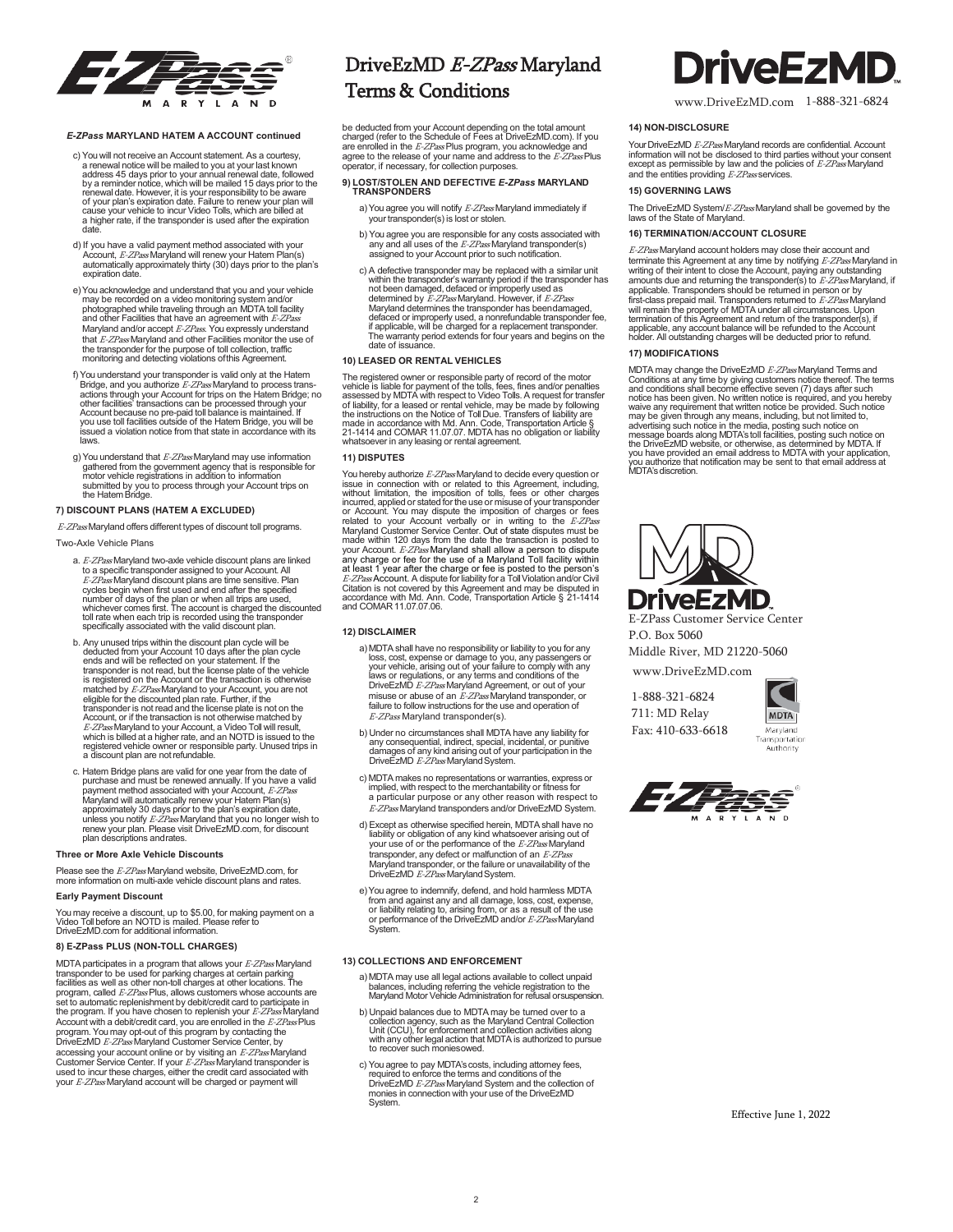# DriveEzMD *E-ZPass* Maryland Terms & Conditions

www.DriveEzMD.com 1-888-321-6824

### *E-ZPass* MARYLAND HATEM A ACCOUNT continued

c) You will not receive an Account statement. As a courtesy, a renewal notice will be mailed to you at your last known address 45 days prior to your annual renewal date, followed by a reminder notice, which will be mailed 15 days prior to the renewal date. However, it is your responsibility to be aware of your plan's expiration date. Failure to renew your plan will cause your vehicle to incur Video Tolls, which are billed at a higher rate, if the transponder is used after the expiration date.

d) If you have a valid payment method associated with your Account, *E-ZPass* Maryland will renew your Hatem Plan(s) automatically approximately thirty (30) days prior to the plan's expiration date.

e) You acknowledge and understand that you and your vehicle may be recorded on a video monitoring system and/or photographed while traveling through an MDTA toll facility and other Facilities that have an agreement with *E-ZPass* Maryland and/or accept *E-ZPass*. You expressly understand that *E-ZPass* Maryland and other Facilities monitor the use of the transponder for the purpose of toll collection, traffic monitoring and detecting violations of this Agreement.

f) You understand your transponder is valid only at the Hatem Bridge, and you authorize *E-ZPass* Maryland to process transactions through your Account for trips on the Hatem Bridge; no other facilities' transactions can be processed through your Account because no pre-paid toll balance is maintained. If you use toll facilities outside of the Hatem Bridge, you will be issued a violation notice from that state in accordance with its laws.

g) You understand that *E-ZPass* Maryland may use information gathered from the government agency that is responsible for motor vehicle registrations in addition to information submitted by you to process through your Account trips on the Hatem Bridge.

### 7) DISCOUNT PLANS (HATEM A EXCLUDED)

*E-ZPass* Maryland offers different types of discount toll programs.

Two-Axle Vehicle Plans

a. *E-ZPass* Maryland two-axle vehicle discount plans are linked to a specific transponder assigned to your Account. All *E-ZPass* Maryland discount plans are time sensitive. Plan cycles begin when first used and end after the specified number of days of the plan or when all trips are used, whichever comes first. The account is charged the discounted toll rate when each trip is recorded using the transponder specifically associated with the valid discount plan.

b. Any unused trips within the discount plan cycle will be deducted from your Account 10 days after the plan cycle ends and will be reflected on your statement. If the transponder is not read, but the license plate of the vehicle is registered on the Account or the transaction is otherwise matched by *E-ZPass* Maryland to your Account, you are not eligible for the discounted plan rate. Further, if the transponder is not read and the license plate is not on the Account, or if the transaction is not otherwise matched by *E-ZPass* Maryland to your Account, a Video Toll will result, which is billed at a higher rate, and an NOTD is issued to the registered vehicle owner or responsible party. Unused trips in a discount plan are not refundable.

c. Hatem Bridge plans are valid for one year from the date of purchase and must be renewed annually. If you have a valid payment method associated with your Account, *E-ZPass* Maryland will automatically renew your Hatem Plan(s) approximately 30 days prior to the plan's expiration date, unless you notify *E-ZPass* Maryland that you no longer wish to renew your plan. Please visit DriveEzMD.com, for discount plan descriptions and rates.

**Three or More Axle Vehicle Discounts**

Please see the *E-ZPass* Maryland website, DriveEzMD.com, for more information on multi-axle vehicle discount plans and rates.

**Early Payment Discount**

You may receive a discount, up to $5.00, for making payment on a Video Toll before an NOTD is mailed. Please refer to DriveEzMD.com for additional information.

### 8) E-ZPass PLUS (NON-TOLL CHARGES)

MDTA participates in a program that allows your *E-ZPass* Maryland transponder to be used for parking charges at certain parking facilities as well as other non-toll charges at other locations. The program, called *E-ZPass* Plus, allows customers whose accounts are set to automatic replenishment by debit/credit card to participate in the program. If you have chosen to replenish your *E-ZPass* Maryland Account with a debit/credit card, you are enrolled in the *E-ZPass* Plus program. You may opt-out of this program by contacting the DriveEzMD *E-ZPass* Maryland Customer Service Center, by accessing your account online or by visiting an *E-ZPass* Maryland Customer Service Center. If your *E-ZPass* Maryland transponder is used to incur these charges, either the credit card associated with your *E-ZPass* Maryland account will be charged or payment will be deducted from your Account depending on the total amount charged (refer to the Schedule of Fees at DriveEzMD.com). If you are enrolled in the *E-ZPass* Plus program, you acknowledge and agree to the release of your name and address to the *E-ZPass* Plus operator, if necessary, for collection purposes.

### 9) LOST/STOLEN AND DEFECTIVE *E-ZPass* MARYLAND TRANSPONDERS

a) You agree you will notify *E-ZPass* Maryland immediately if your transponder(s) is lost or stolen.

b) You agree you are responsible for any costs associated with any and all uses of the *E-ZPass* Maryland transponder(s) assigned to your Account prior to such notification.

c) A defective transponder may be replaced with a similar unit within the transponder's warranty period if the transponder has not been damaged, defaced or improperly used as determined by *E-ZPass* Maryland. However, if *E-ZPass* Maryland determines the transponder has been damaged, defaced or improperly used, a nonrefundable transponder fee, if applicable, will be charged for a replacement transponder. The warranty period extends for four years and begins on the date of issuance.

### 10) LEASED OR RENTAL VEHICLES

The registered owner or responsible party of record of the motor vehicle is liable for payment of the tolls, fees, fines and/or penalties assessed by MDTA with respect to Video Tolls. A request for transfer of liability, for a leased or rental vehicle, may be made by following the instructions on the Notice of Toll Due. Transfers of liability are made in accordance with Md. Ann. Code, Transportation Article § 21-1414 and COMAR 11.07.07. MDTA has no obligation or liability whatsoever in any leasing or rental agreement.

### 11) DISPUTES

You hereby authorize *E-ZPass* Maryland to decide every question or issue in connection with or related to this Agreement, including, without limitation, the imposition of tolls, fees or other charges incurred, applied or stated for the use or misuse of your transponder or Account. You may dispute the imposition of charges or fees related to your Account verbally or in writing to the *E-ZPass* Maryland Customer Service Center. Out of state disputes must be made within 120 days from the date the transaction is posted to your Account. *E-ZPass* Maryland shall allow a person to dispute any charge or fee for the use of a Maryland Toll facility within at least 1 year after the charge or fee is posted to the person's *E-ZPass* Account. A dispute for liability for a Toll Violation and/or Civil Citation is not covered by this Agreement and may be disputed in accordance with Md. Ann. Code, Transportation Article § 21-1414 and COMAR 11.07.07.06.

### 12) DISCLAIMER

a) MDTA shall have no responsibility or liability to you for any loss, cost, expense or damage to you, any passengers or your vehicle, arising out of your failure to comply with any laws or regulations, or any terms and conditions of the DriveEzMD *E-ZPass* Maryland Agreement, or out of your misuse or abuse of an *E-ZPass* Maryland transponder, or failure to follow instructions for the use and operation of *E-ZPass* Maryland transponder(s).

b) Under no circumstances shall MDTA have any liability for any consequential, indirect, special, incidental, or punitive damages of any kind arising out of your participation in the DriveEzMD *E-ZPass* Maryland System.

c) MDTA makes no representations or warranties, express or implied, with respect to the merchantability or fitness for a particular purpose or any other reason with respect to *E-ZPass* Maryland transponders and/or DriveEzMD System.

d) Except as otherwise specified herein, MDTA shall have no liability or obligation of any kind whatsoever arising out of your use of or the performance of the *E-ZPass* Maryland transponder, any defect or malfunction of an *E-ZPass* Maryland transponder, or the failure or unavailability of the DriveEzMD *E-ZPass* Maryland System.

e) You agree to indemnify, defend, and hold harmless MDTA from and against any and all damage, loss, cost, expense, or liability relating to, arising from, or as a result of the use or performance of the DriveEzMD and/or *E-ZPass* Maryland System.

### 13) COLLECTIONS AND ENFORCEMENT

a) MDTA may use all legal actions available to collect unpaid balances, including referring the vehicle registration to the Maryland Motor Vehicle Administration for refusal or suspension.

b) Unpaid balances due to MDTA may be turned over to a collection agency, such as the Maryland Central Collection Unit (CCU), for enforcement and collection activities along with any other legal action that MDTA is authorized to pursue to recover such monies owed.

c) You agree to pay MDTA's costs, including attorney fees, required to enforce the terms and conditions of the DriveEzMD *E-ZPass* Maryland System and the collection of monies in connection with your use of the DriveEzMD System.

### 14) NON-DISCLOSURE

Your DriveEzMD *E-ZPass* Maryland records are confidential. Account information will not be disclosed to third parties without your consent except as permissible by law and the policies of *E-ZPass* Maryland and the entities providing *E-ZPass* services.

### 15) GOVERNING LAWS

The DriveEzMD System/*E-ZPass* Maryland shall be governed by the laws of the State of Maryland.

### 16) TERMINATION/ACCOUNT CLOSURE

*E-ZPass* Maryland account holders may close their account and terminate this Agreement at any time by notifying *E-ZPass* Maryland in writing of their intent to close the Account, paying any outstanding amounts due and returning the transponder(s) to *E-ZPass* Maryland, if applicable. Transponders should be returned in person or by first-class prepaid mail. Transponders returned to *E-ZPass* Maryland will remain the property of MDTA under all circumstances. Upon termination of this Agreement and return of the transponder(s), if applicable, any account balance will be refunded to the Account holder. All outstanding charges will be deducted prior to refund.

### 17) MODIFICATIONS

MDTA may change the DriveEzMD *E-ZPass* Maryland Terms and Conditions at any time by giving customers notice thereof. The terms and conditions shall become effective seven (7) days after such notice has been given. No written notice is required, and you hereby waive any requirement that written notice be provided. Such notice may be given through any means, including, but not limited to, advertising such notice in the media, posting such notice on message boards along MDTA's toll facilities, posting such notice on the DriveEzMD website, or otherwise, as determined by MDTA. If you have provided an email address to MDTA with your application, you authorize that notification may be sent to that email address at MDTA's discretion.

DriveEzMD

E-ZPass Customer Service Center
P.O. Box 5060
Middle River, MD 21220-5060
www.DriveEzMD.com

1-888-321-6824
711: MD Relay
Fax: 410-633-6618

MDTA Maryland Transportation Authority

Effective June 1, 2022